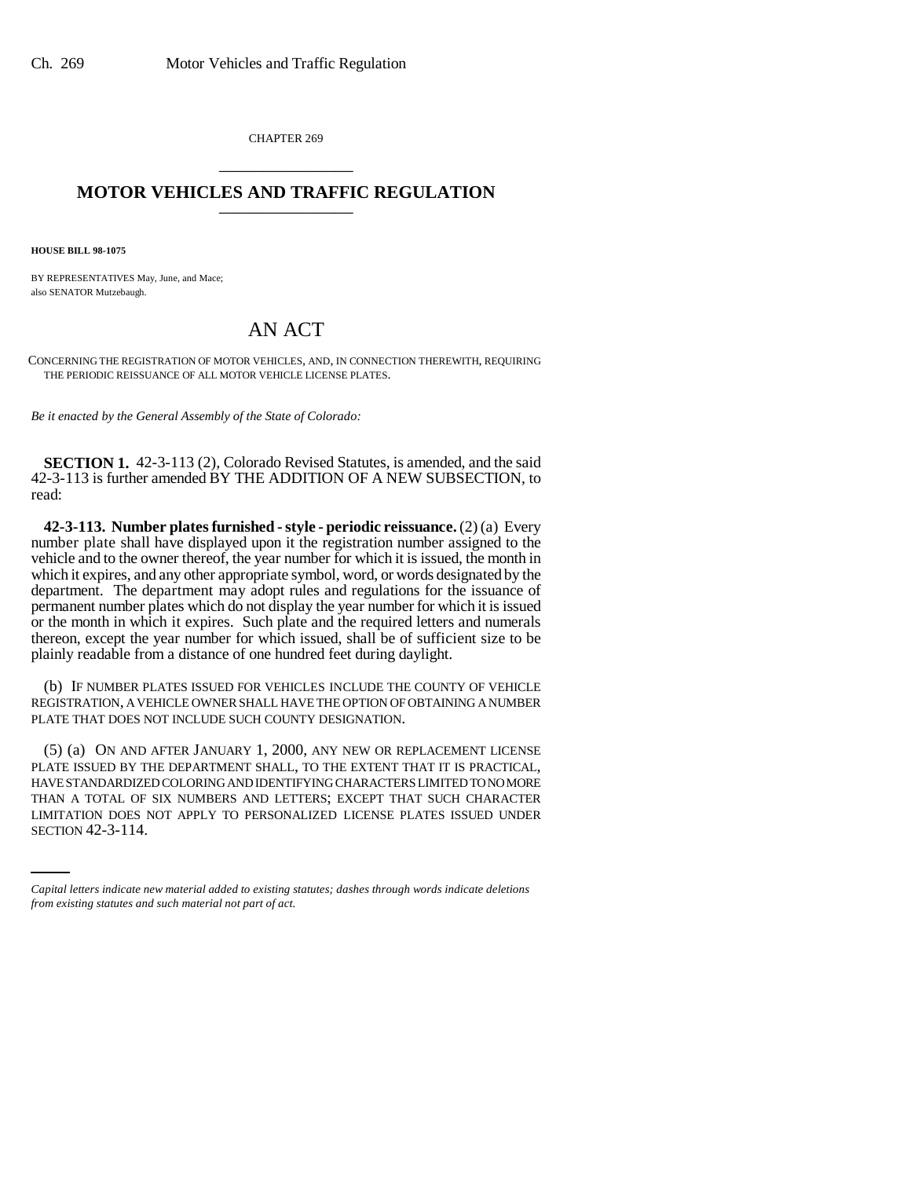CHAPTER 269

# MOTOR VEHICLES AND TRAFFIC REGULATION

**HOUSE BILL 98-1075**

BY REPRESENTATIVES May, June, and Mace;
also SENATOR Mutzebaugh.

## AN ACT

CONCERNING THE REGISTRATION OF MOTOR VEHICLES, AND, IN CONNECTION THEREWITH, REQUIRING THE PERIODIC REISSUANCE OF ALL MOTOR VEHICLE LICENSE PLATES.

*Be it enacted by the General Assembly of the State of Colorado:*

**SECTION 1.** 42-3-113 (2), Colorado Revised Statutes, is amended, and the said 42-3-113 is further amended BY THE ADDITION OF A NEW SUBSECTION, to read:

**42-3-113. Number plates furnished - style - periodic reissuance.** (2) (a) Every number plate shall have displayed upon it the registration number assigned to the vehicle and to the owner thereof, the year number for which it is issued, the month in which it expires, and any other appropriate symbol, word, or words designated by the department. The department may adopt rules and regulations for the issuance of permanent number plates which do not display the year number for which it is issued or the month in which it expires. Such plate and the required letters and numerals thereon, except the year number for which issued, shall be of sufficient size to be plainly readable from a distance of one hundred feet during daylight.

(b) IF NUMBER PLATES ISSUED FOR VEHICLES INCLUDE THE COUNTY OF VEHICLE REGISTRATION, A VEHICLE OWNER SHALL HAVE THE OPTION OF OBTAINING A NUMBER PLATE THAT DOES NOT INCLUDE SUCH COUNTY DESIGNATION.

(5) (a) ON AND AFTER JANUARY 1, 2000, ANY NEW OR REPLACEMENT LICENSE PLATE ISSUED BY THE DEPARTMENT SHALL, TO THE EXTENT THAT IT IS PRACTICAL, HAVE STANDARDIZED COLORING AND IDENTIFYING CHARACTERS LIMITED TO NO MORE THAN A TOTAL OF SIX NUMBERS AND LETTERS; EXCEPT THAT SUCH CHARACTER LIMITATION DOES NOT APPLY TO PERSONALIZED LICENSE PLATES ISSUED UNDER SECTION 42-3-114.

*Capital letters indicate new material added to existing statutes; dashes through words indicate deletions from existing statutes and such material not part of act.*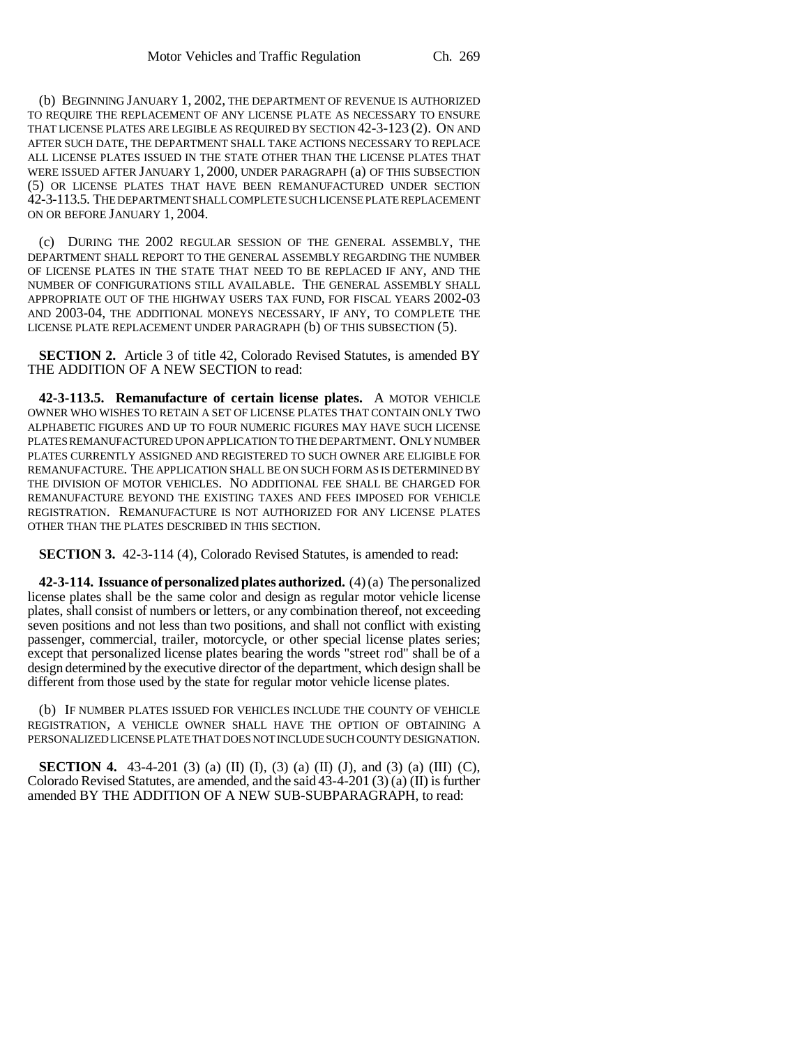(b) BEGINNING JANUARY 1, 2002, THE DEPARTMENT OF REVENUE IS AUTHORIZED TO REQUIRE THE REPLACEMENT OF ANY LICENSE PLATE AS NECESSARY TO ENSURE THAT LICENSE PLATES ARE LEGIBLE AS REQUIRED BY SECTION 42-3-123 (2). ON AND AFTER SUCH DATE, THE DEPARTMENT SHALL TAKE ACTIONS NECESSARY TO REPLACE ALL LICENSE PLATES ISSUED IN THE STATE OTHER THAN THE LICENSE PLATES THAT WERE ISSUED AFTER JANUARY 1, 2000, UNDER PARAGRAPH (a) OF THIS SUBSECTION (5) OR LICENSE PLATES THAT HAVE BEEN REMANUFACTURED UNDER SECTION 42-3-113.5. THE DEPARTMENT SHALL COMPLETE SUCH LICENSE PLATE REPLACEMENT ON OR BEFORE JANUARY 1, 2004.

(c) DURING THE 2002 REGULAR SESSION OF THE GENERAL ASSEMBLY, THE DEPARTMENT SHALL REPORT TO THE GENERAL ASSEMBLY REGARDING THE NUMBER OF LICENSE PLATES IN THE STATE THAT NEED TO BE REPLACED IF ANY, AND THE NUMBER OF CONFIGURATIONS STILL AVAILABLE. THE GENERAL ASSEMBLY SHALL APPROPRIATE OUT OF THE HIGHWAY USERS TAX FUND, FOR FISCAL YEARS 2002-03 AND 2003-04, THE ADDITIONAL MONEYS NECESSARY, IF ANY, TO COMPLETE THE LICENSE PLATE REPLACEMENT UNDER PARAGRAPH (b) OF THIS SUBSECTION (5).

**SECTION 2.** Article 3 of title 42, Colorado Revised Statutes, is amended BY THE ADDITION OF A NEW SECTION to read:

**42-3-113.5. Remanufacture of certain license plates.** A MOTOR VEHICLE OWNER WHO WISHES TO RETAIN A SET OF LICENSE PLATES THAT CONTAIN ONLY TWO ALPHABETIC FIGURES AND UP TO FOUR NUMERIC FIGURES MAY HAVE SUCH LICENSE PLATES REMANUFACTURED UPON APPLICATION TO THE DEPARTMENT. ONLY NUMBER PLATES CURRENTLY ASSIGNED AND REGISTERED TO SUCH OWNER ARE ELIGIBLE FOR REMANUFACTURE. THE APPLICATION SHALL BE ON SUCH FORM AS IS DETERMINED BY THE DIVISION OF MOTOR VEHICLES. NO ADDITIONAL FEE SHALL BE CHARGED FOR REMANUFACTURE BEYOND THE EXISTING TAXES AND FEES IMPOSED FOR VEHICLE REGISTRATION. REMANUFACTURE IS NOT AUTHORIZED FOR ANY LICENSE PLATES OTHER THAN THE PLATES DESCRIBED IN THIS SECTION.

**SECTION 3.** 42-3-114 (4), Colorado Revised Statutes, is amended to read:

**42-3-114. Issuance of personalized plates authorized.** (4) (a) The personalized license plates shall be the same color and design as regular motor vehicle license plates, shall consist of numbers or letters, or any combination thereof, not exceeding seven positions and not less than two positions, and shall not conflict with existing passenger, commercial, trailer, motorcycle, or other special license plates series; except that personalized license plates bearing the words "street rod" shall be of a design determined by the executive director of the department, which design shall be different from those used by the state for regular motor vehicle license plates.

(b) IF NUMBER PLATES ISSUED FOR VEHICLES INCLUDE THE COUNTY OF VEHICLE REGISTRATION, A VEHICLE OWNER SHALL HAVE THE OPTION OF OBTAINING A PERSONALIZED LICENSE PLATE THAT DOES NOT INCLUDE SUCH COUNTY DESIGNATION.

**SECTION 4.** 43-4-201 (3) (a) (II) (I), (3) (a) (II) (J), and (3) (a) (III) (C), Colorado Revised Statutes, are amended, and the said 43-4-201 (3) (a) (II) is further amended BY THE ADDITION OF A NEW SUB-SUBPARAGRAPH, to read: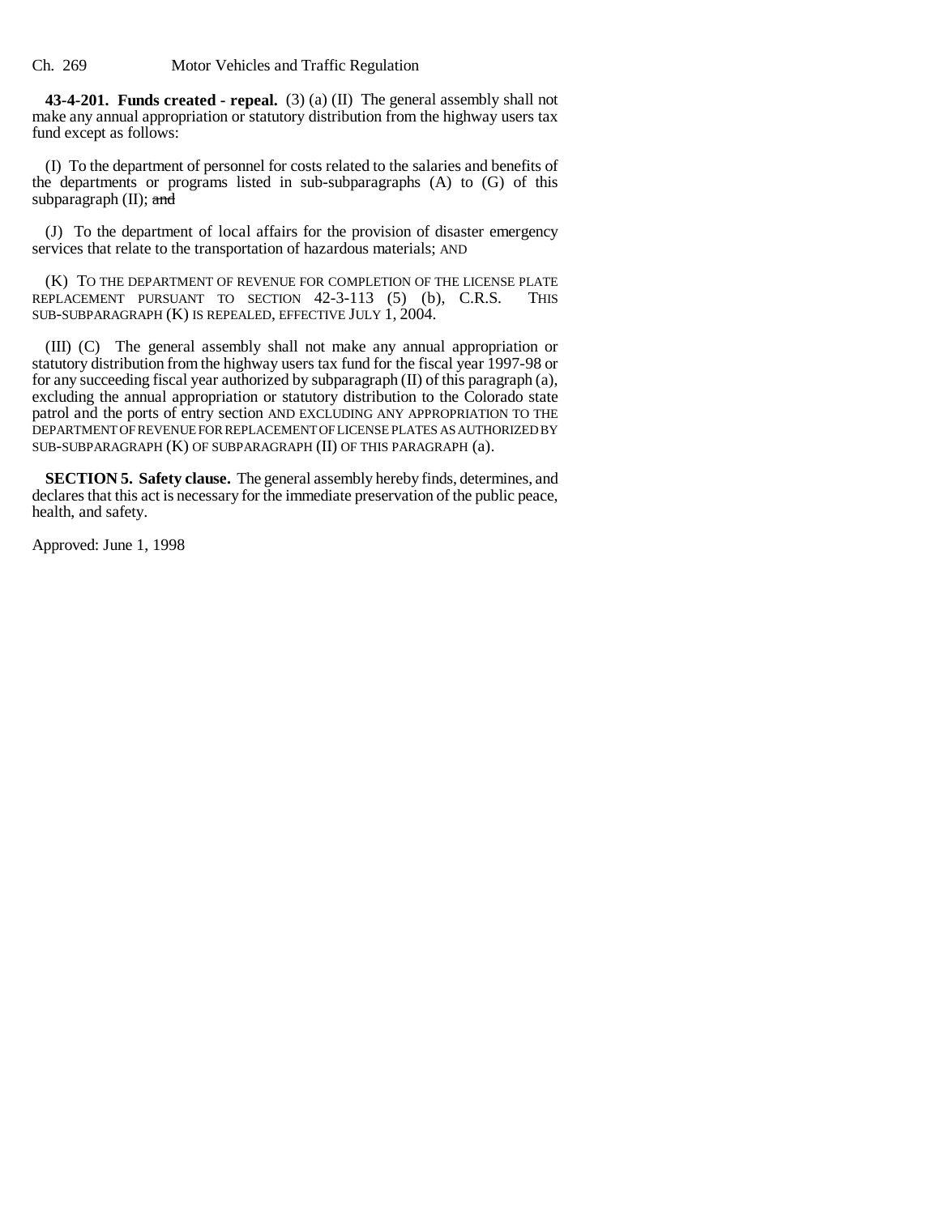**43-4-201. Funds created - repeal.** (3) (a) (II) The general assembly shall not make any annual appropriation or statutory distribution from the highway users tax fund except as follows:

(I) To the department of personnel for costs related to the salaries and benefits of the departments or programs listed in sub-subparagraphs (A) to (G) of this subparagraph (II); ~~and~~

(J) To the department of local affairs for the provision of disaster emergency services that relate to the transportation of hazardous materials; AND

(K) TO THE DEPARTMENT OF REVENUE FOR COMPLETION OF THE LICENSE PLATE REPLACEMENT PURSUANT TO SECTION 42-3-113 (5) (b), C.R.S. THIS SUB-SUBPARAGRAPH (K) IS REPEALED, EFFECTIVE JULY 1, 2004.

(III) (C) The general assembly shall not make any annual appropriation or statutory distribution from the highway users tax fund for the fiscal year 1997-98 or for any succeeding fiscal year authorized by subparagraph (II) of this paragraph (a), excluding the annual appropriation or statutory distribution to the Colorado state patrol and the ports of entry section AND EXCLUDING ANY APPROPRIATION TO THE DEPARTMENT OF REVENUE FOR REPLACEMENT OF LICENSE PLATES AS AUTHORIZED BY SUB-SUBPARAGRAPH (K) OF SUBPARAGRAPH (II) OF THIS PARAGRAPH (a).

**SECTION 5. Safety clause.** The general assembly hereby finds, determines, and declares that this act is necessary for the immediate preservation of the public peace, health, and safety.

Approved: June 1, 1998